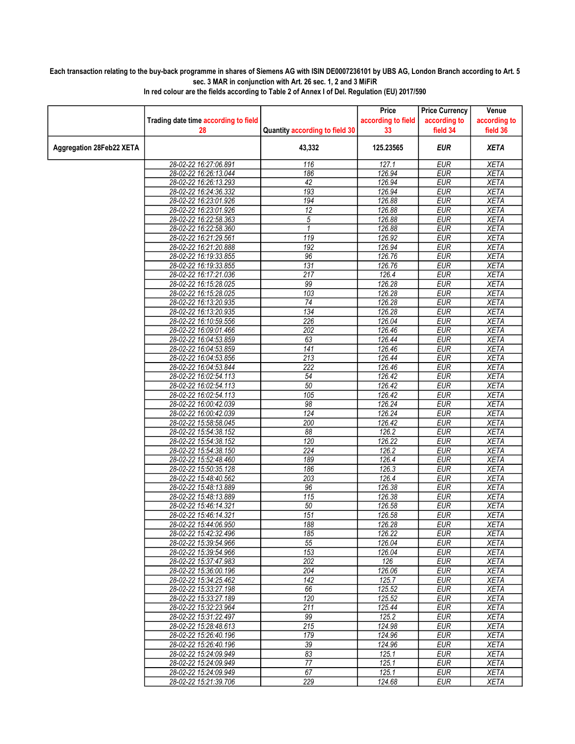**Each transaction relating to the buy-back programme in shares of Siemens AG with ISIN DE0007236101 by UBS AG, London Branch according to Art. 5 sec. 3 MAR in conjunction with Art. 26 sec. 1, 2 and 3 MiFiR**

**In red colour are the fields according to Table 2 of Annex I of Del. Regulation (EU) 2017/590**

| | Trading date time according to field 28 | Quantity according to field 30 | Price according to field 33 | Price Currency according to field 34 | Venue according to field 36 |
|---|---|---|---|---|---|
| **Aggregation 28Feb22 XETA** | | **43,332** | **125.23565** | ***EUR*** | ***XETA*** |
| | 28-02-22 16:27:06.891 | 116 | 127.1 | EUR | XETA |
| | 28-02-22 16:26:13.044 | 186 | 126.94 | EUR | XETA |
| | 28-02-22 16:26:13.293 | 42 | 126.94 | EUR | XETA |
| | 28-02-22 16:24:36.332 | 193 | 126.94 | EUR | XETA |
| | 28-02-22 16:23:01.926 | 194 | 126.88 | EUR | XETA |
| | 28-02-22 16:23:01.926 | 12 | 126.88 | EUR | XETA |
| | 28-02-22 16:22:58.363 | 5 | 126.88 | EUR | XETA |
| | 28-02-22 16:22:58.360 | 1 | 126.88 | EUR | XETA |
| | 28-02-22 16:21:29.561 | 119 | 126.92 | EUR | XETA |
| | 28-02-22 16:21:20.888 | 192 | 126.94 | EUR | XETA |
| | 28-02-22 16:19:33.855 | 96 | 126.76 | EUR | XETA |
| | 28-02-22 16:19:33.855 | 131 | 126.76 | EUR | XETA |
| | 28-02-22 16:17:21.036 | 217 | 126.4 | EUR | XETA |
| | 28-02-22 16:15:28.025 | 99 | 126.28 | EUR | XETA |
| | 28-02-22 16:15:28.025 | 103 | 126.28 | EUR | XETA |
| | 28-02-22 16:13:20.935 | 74 | 126.28 | EUR | XETA |
| | 28-02-22 16:13:20.935 | 134 | 126.28 | EUR | XETA |
| | 28-02-22 16:10:59.556 | 226 | 126.04 | EUR | XETA |
| | 28-02-22 16:09:01.466 | 202 | 126.46 | EUR | XETA |
| | 28-02-22 16:04:53.859 | 63 | 126.44 | EUR | XETA |
| | 28-02-22 16:04:53.859 | 141 | 126.46 | EUR | XETA |
| | 28-02-22 16:04:53.856 | 213 | 126.44 | EUR | XETA |
| | 28-02-22 16:04:53.844 | 222 | 126.46 | EUR | XETA |
| | 28-02-22 16:02:54.113 | 54 | 126.42 | EUR | XETA |
| | 28-02-22 16:02:54.113 | 50 | 126.42 | EUR | XETA |
| | 28-02-22 16:02:54.113 | 105 | 126.42 | EUR | XETA |
| | 28-02-22 16:00:42.039 | 98 | 126.24 | EUR | XETA |
| | 28-02-22 16:00:42.039 | 124 | 126.24 | EUR | XETA |
| | 28-02-22 15:58:58.045 | 200 | 126.42 | EUR | XETA |
| | 28-02-22 15:54:38.152 | 88 | 126.2 | EUR | XETA |
| | 28-02-22 15:54:38.152 | 120 | 126.22 | EUR | XETA |
| | 28-02-22 15:54:38.150 | 224 | 126.2 | EUR | XETA |
| | 28-02-22 15:52:48.460 | 189 | 126.4 | EUR | XETA |
| | 28-02-22 15:50:35.128 | 186 | 126.3 | EUR | XETA |
| | 28-02-22 15:48:40.562 | 203 | 126.4 | EUR | XETA |
| | 28-02-22 15:48:13.889 | 96 | 126.38 | EUR | XETA |
| | 28-02-22 15:48:13.889 | 115 | 126.38 | EUR | XETA |
| | 28-02-22 15:46:14.321 | 50 | 126.58 | EUR | XETA |
| | 28-02-22 15:46:14.321 | 151 | 126.58 | EUR | XETA |
| | 28-02-22 15:44:06.950 | 188 | 126.28 | EUR | XETA |
| | 28-02-22 15:42:32.496 | 185 | 126.22 | EUR | XETA |
| | 28-02-22 15:39:54.966 | 55 | 126.04 | EUR | XETA |
| | 28-02-22 15:39:54.966 | 153 | 126.04 | EUR | XETA |
| | 28-02-22 15:37:47.983 | 202 | 126 | EUR | XETA |
| | 28-02-22 15:36:00.196 | 204 | 126.06 | EUR | XETA |
| | 28-02-22 15:34:25.462 | 142 | 125.7 | EUR | XETA |
| | 28-02-22 15:33:27.198 | 66 | 125.52 | EUR | XETA |
| | 28-02-22 15:33:27.189 | 120 | 125.52 | EUR | XETA |
| | 28-02-22 15:32:23.964 | 211 | 125.44 | EUR | XETA |
| | 28-02-22 15:31:22.497 | 99 | 125.2 | EUR | XETA |
| | 28-02-22 15:28:48.613 | 215 | 124.98 | EUR | XETA |
| | 28-02-22 15:26:40.196 | 179 | 124.96 | EUR | XETA |
| | 28-02-22 15:26:40.196 | 39 | 124.96 | EUR | XETA |
| | 28-02-22 15:24:09.949 | 83 | 125.1 | EUR | XETA |
| | 28-02-22 15:24:09.949 | 77 | 125.1 | EUR | XETA |
| | 28-02-22 15:24:09.949 | 67 | 125.1 | EUR | XETA |
| | 28-02-22 15:21:39.706 | 229 | 124.68 | EUR | XETA |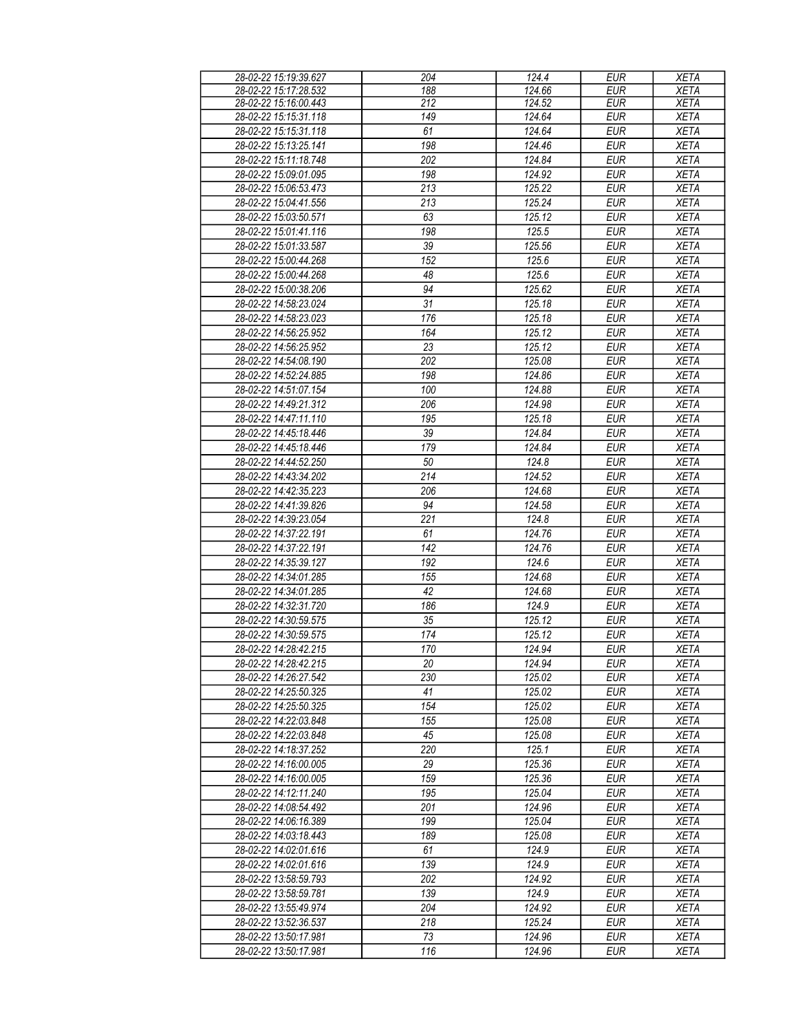| 28-02-22 15:19:39.627 | 204 | 124.4 | EUR | XETA |
|---|---|---|---|---|
| 28-02-22 15:17:28.532 | 188 | 124.66 | EUR | XETA |
| 28-02-22 15:16:00.443 | 212 | 124.52 | EUR | XETA |
| 28-02-22 15:15:31.118 | 149 | 124.64 | EUR | XETA |
| 28-02-22 15:15:31.118 | 61 | 124.64 | EUR | XETA |
| 28-02-22 15:13:25.141 | 198 | 124.46 | EUR | XETA |
| 28-02-22 15:11:18.748 | 202 | 124.84 | EUR | XETA |
| 28-02-22 15:09:01.095 | 198 | 124.92 | EUR | XETA |
| 28-02-22 15:06:53.473 | 213 | 125.22 | EUR | XETA |
| 28-02-22 15:04:41.556 | 213 | 125.24 | EUR | XETA |
| 28-02-22 15:03:50.571 | 63 | 125.12 | EUR | XETA |
| 28-02-22 15:01:41.116 | 198 | 125.5 | EUR | XETA |
| 28-02-22 15:01:33.587 | 39 | 125.56 | EUR | XETA |
| 28-02-22 15:00:44.268 | 152 | 125.6 | EUR | XETA |
| 28-02-22 15:00:44.268 | 48 | 125.6 | EUR | XETA |
| 28-02-22 15:00:38.206 | 94 | 125.62 | EUR | XETA |
| 28-02-22 14:58:23.024 | 31 | 125.18 | EUR | XETA |
| 28-02-22 14:58:23.023 | 176 | 125.18 | EUR | XETA |
| 28-02-22 14:56:25.952 | 164 | 125.12 | EUR | XETA |
| 28-02-22 14:56:25.952 | 23 | 125.12 | EUR | XETA |
| 28-02-22 14:54:08.190 | 202 | 125.08 | EUR | XETA |
| 28-02-22 14:52:24.885 | 198 | 124.86 | EUR | XETA |
| 28-02-22 14:51:07.154 | 100 | 124.88 | EUR | XETA |
| 28-02-22 14:49:21.312 | 206 | 124.98 | EUR | XETA |
| 28-02-22 14:47:11.110 | 195 | 125.18 | EUR | XETA |
| 28-02-22 14:45:18.446 | 39 | 124.84 | EUR | XETA |
| 28-02-22 14:45:18.446 | 179 | 124.84 | EUR | XETA |
| 28-02-22 14:44:52.250 | 50 | 124.8 | EUR | XETA |
| 28-02-22 14:43:34.202 | 214 | 124.52 | EUR | XETA |
| 28-02-22 14:42:35.223 | 206 | 124.68 | EUR | XETA |
| 28-02-22 14:41:39.826 | 94 | 124.58 | EUR | XETA |
| 28-02-22 14:39:23.054 | 221 | 124.8 | EUR | XETA |
| 28-02-22 14:37:22.191 | 61 | 124.76 | EUR | XETA |
| 28-02-22 14:37:22.191 | 142 | 124.76 | EUR | XETA |
| 28-02-22 14:35:39.127 | 192 | 124.6 | EUR | XETA |
| 28-02-22 14:34:01.285 | 155 | 124.68 | EUR | XETA |
| 28-02-22 14:34:01.285 | 42 | 124.68 | EUR | XETA |
| 28-02-22 14:32:31.720 | 186 | 124.9 | EUR | XETA |
| 28-02-22 14:30:59.575 | 35 | 125.12 | EUR | XETA |
| 28-02-22 14:30:59.575 | 174 | 125.12 | EUR | XETA |
| 28-02-22 14:28:42.215 | 170 | 124.94 | EUR | XETA |
| 28-02-22 14:28:42.215 | 20 | 124.94 | EUR | XETA |
| 28-02-22 14:26:27.542 | 230 | 125.02 | EUR | XETA |
| 28-02-22 14:25:50.325 | 41 | 125.02 | EUR | XETA |
| 28-02-22 14:25:50.325 | 154 | 125.02 | EUR | XETA |
| 28-02-22 14:22:03.848 | 155 | 125.08 | EUR | XETA |
| 28-02-22 14:22:03.848 | 45 | 125.08 | EUR | XETA |
| 28-02-22 14:18:37.252 | 220 | 125.1 | EUR | XETA |
| 28-02-22 14:16:00.005 | 29 | 125.36 | EUR | XETA |
| 28-02-22 14:16:00.005 | 159 | 125.36 | EUR | XETA |
| 28-02-22 14:12:11.240 | 195 | 125.04 | EUR | XETA |
| 28-02-22 14:08:54.492 | 201 | 124.96 | EUR | XETA |
| 28-02-22 14:06:16.389 | 199 | 125.04 | EUR | XETA |
| 28-02-22 14:03:18.443 | 189 | 125.08 | EUR | XETA |
| 28-02-22 14:02:01.616 | 61 | 124.9 | EUR | XETA |
| 28-02-22 14:02:01.616 | 139 | 124.9 | EUR | XETA |
| 28-02-22 13:58:59.793 | 202 | 124.92 | EUR | XETA |
| 28-02-22 13:58:59.781 | 139 | 124.9 | EUR | XETA |
| 28-02-22 13:55:49.974 | 204 | 124.92 | EUR | XETA |
| 28-02-22 13:52:36.537 | 218 | 125.24 | EUR | XETA |
| 28-02-22 13:50:17.981 | 73 | 124.96 | EUR | XETA |
| 28-02-22 13:50:17.981 | 116 | 124.96 | EUR | XETA |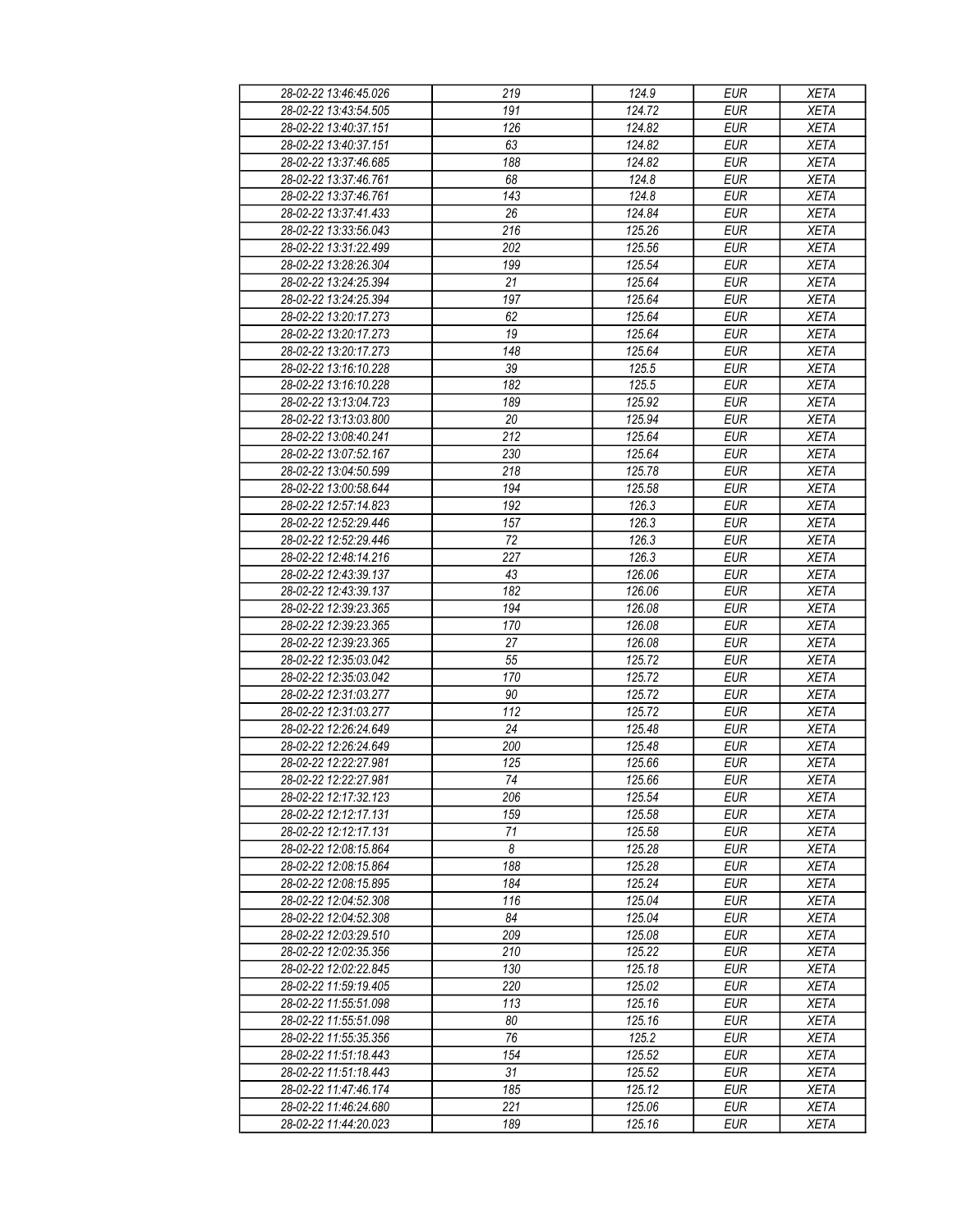| 28-02-22 13:46:45.026 | 219 | 124.9 | EUR | XETA |
|---|---|---|---|---|
| 28-02-22 13:43:54.505 | 191 | 124.72 | EUR | XETA |
| 28-02-22 13:40:37.151 | 126 | 124.82 | EUR | XETA |
| 28-02-22 13:40:37.151 | 63 | 124.82 | EUR | XETA |
| 28-02-22 13:37:46.685 | 188 | 124.82 | EUR | XETA |
| 28-02-22 13:37:46.761 | 68 | 124.8 | EUR | XETA |
| 28-02-22 13:37:46.761 | 143 | 124.8 | EUR | XETA |
| 28-02-22 13:37:41.433 | 26 | 124.84 | EUR | XETA |
| 28-02-22 13:33:56.043 | 216 | 125.26 | EUR | XETA |
| 28-02-22 13:31:22.499 | 202 | 125.56 | EUR | XETA |
| 28-02-22 13:28:26.304 | 199 | 125.54 | EUR | XETA |
| 28-02-22 13:24:25.394 | 21 | 125.64 | EUR | XETA |
| 28-02-22 13:24:25.394 | 197 | 125.64 | EUR | XETA |
| 28-02-22 13:20:17.273 | 62 | 125.64 | EUR | XETA |
| 28-02-22 13:20:17.273 | 19 | 125.64 | EUR | XETA |
| 28-02-22 13:20:17.273 | 148 | 125.64 | EUR | XETA |
| 28-02-22 13:16:10.228 | 39 | 125.5 | EUR | XETA |
| 28-02-22 13:16:10.228 | 182 | 125.5 | EUR | XETA |
| 28-02-22 13:13:04.723 | 189 | 125.92 | EUR | XETA |
| 28-02-22 13:13:03.800 | 20 | 125.94 | EUR | XETA |
| 28-02-22 13:08:40.241 | 212 | 125.64 | EUR | XETA |
| 28-02-22 13:07:52.167 | 230 | 125.64 | EUR | XETA |
| 28-02-22 13:04:50.599 | 218 | 125.78 | EUR | XETA |
| 28-02-22 13:00:58.644 | 194 | 125.58 | EUR | XETA |
| 28-02-22 12:57:14.823 | 192 | 126.3 | EUR | XETA |
| 28-02-22 12:52:29.446 | 157 | 126.3 | EUR | XETA |
| 28-02-22 12:52:29.446 | 72 | 126.3 | EUR | XETA |
| 28-02-22 12:48:14.216 | 227 | 126.3 | EUR | XETA |
| 28-02-22 12:43:39.137 | 43 | 126.06 | EUR | XETA |
| 28-02-22 12:43:39.137 | 182 | 126.06 | EUR | XETA |
| 28-02-22 12:39:23.365 | 194 | 126.08 | EUR | XETA |
| 28-02-22 12:39:23.365 | 170 | 126.08 | EUR | XETA |
| 28-02-22 12:39:23.365 | 27 | 126.08 | EUR | XETA |
| 28-02-22 12:35:03.042 | 55 | 125.72 | EUR | XETA |
| 28-02-22 12:35:03.042 | 170 | 125.72 | EUR | XETA |
| 28-02-22 12:31:03.277 | 90 | 125.72 | EUR | XETA |
| 28-02-22 12:31:03.277 | 112 | 125.72 | EUR | XETA |
| 28-02-22 12:26:24.649 | 24 | 125.48 | EUR | XETA |
| 28-02-22 12:26:24.649 | 200 | 125.48 | EUR | XETA |
| 28-02-22 12:22:27.981 | 125 | 125.66 | EUR | XETA |
| 28-02-22 12:22:27.981 | 74 | 125.66 | EUR | XETA |
| 28-02-22 12:17:32.123 | 206 | 125.54 | EUR | XETA |
| 28-02-22 12:12:17.131 | 159 | 125.58 | EUR | XETA |
| 28-02-22 12:12:17.131 | 71 | 125.58 | EUR | XETA |
| 28-02-22 12:08:15.864 | 8 | 125.28 | EUR | XETA |
| 28-02-22 12:08:15.864 | 188 | 125.28 | EUR | XETA |
| 28-02-22 12:08:15.895 | 184 | 125.24 | EUR | XETA |
| 28-02-22 12:04:52.308 | 116 | 125.04 | EUR | XETA |
| 28-02-22 12:04:52.308 | 84 | 125.04 | EUR | XETA |
| 28-02-22 12:03:29.510 | 209 | 125.08 | EUR | XETA |
| 28-02-22 12:02:35.356 | 210 | 125.22 | EUR | XETA |
| 28-02-22 12:02:22.845 | 130 | 125.18 | EUR | XETA |
| 28-02-22 11:59:19.405 | 220 | 125.02 | EUR | XETA |
| 28-02-22 11:55:51.098 | 113 | 125.16 | EUR | XETA |
| 28-02-22 11:55:51.098 | 80 | 125.16 | EUR | XETA |
| 28-02-22 11:55:35.356 | 76 | 125.2 | EUR | XETA |
| 28-02-22 11:51:18.443 | 154 | 125.52 | EUR | XETA |
| 28-02-22 11:51:18.443 | 31 | 125.52 | EUR | XETA |
| 28-02-22 11:47:46.174 | 185 | 125.12 | EUR | XETA |
| 28-02-22 11:46:24.680 | 221 | 125.06 | EUR | XETA |
| 28-02-22 11:44:20.023 | 189 | 125.16 | EUR | XETA |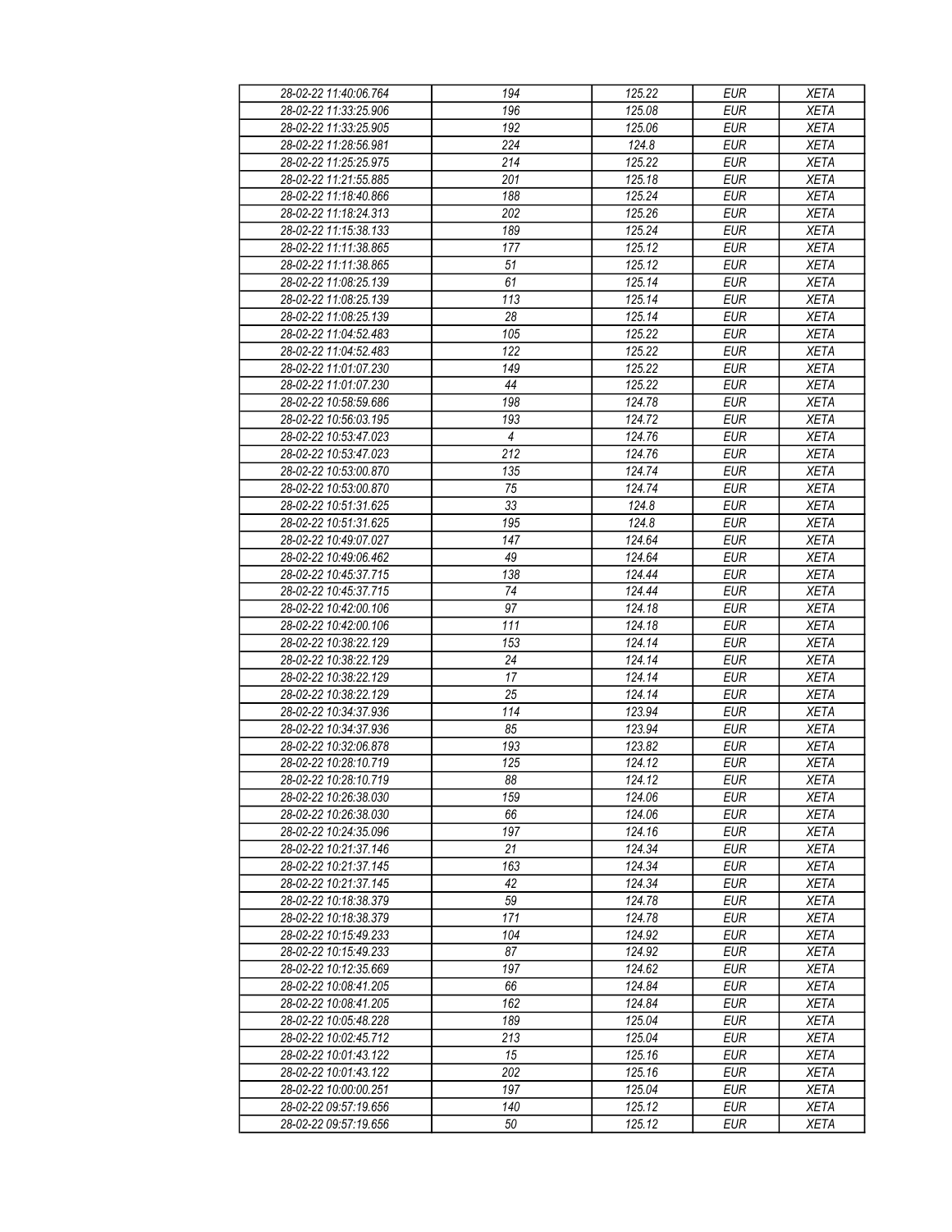| 28-02-22 11:40:06.764 | 194 | 125.22 | EUR | XETA |
|---|---|---|---|---|
| 28-02-22 11:33:25.906 | 196 | 125.08 | EUR | XETA |
| 28-02-22 11:33:25.905 | 192 | 125.06 | EUR | XETA |
| 28-02-22 11:28:56.981 | 224 | 124.8 | EUR | XETA |
| 28-02-22 11:25:25.975 | 214 | 125.22 | EUR | XETA |
| 28-02-22 11:21:55.885 | 201 | 125.18 | EUR | XETA |
| 28-02-22 11:18:40.866 | 188 | 125.24 | EUR | XETA |
| 28-02-22 11:18:24.313 | 202 | 125.26 | EUR | XETA |
| 28-02-22 11:15:38.133 | 189 | 125.24 | EUR | XETA |
| 28-02-22 11:11:38.865 | 177 | 125.12 | EUR | XETA |
| 28-02-22 11:11:38.865 | 51 | 125.12 | EUR | XETA |
| 28-02-22 11:08:25.139 | 61 | 125.14 | EUR | XETA |
| 28-02-22 11:08:25.139 | 113 | 125.14 | EUR | XETA |
| 28-02-22 11:08:25.139 | 28 | 125.14 | EUR | XETA |
| 28-02-22 11:04:52.483 | 105 | 125.22 | EUR | XETA |
| 28-02-22 11:04:52.483 | 122 | 125.22 | EUR | XETA |
| 28-02-22 11:01:07.230 | 149 | 125.22 | EUR | XETA |
| 28-02-22 11:01:07.230 | 44 | 125.22 | EUR | XETA |
| 28-02-22 10:58:59.686 | 198 | 124.78 | EUR | XETA |
| 28-02-22 10:56:03.195 | 193 | 124.72 | EUR | XETA |
| 28-02-22 10:53:47.023 | 4 | 124.76 | EUR | XETA |
| 28-02-22 10:53:47.023 | 212 | 124.76 | EUR | XETA |
| 28-02-22 10:53:00.870 | 135 | 124.74 | EUR | XETA |
| 28-02-22 10:53:00.870 | 75 | 124.74 | EUR | XETA |
| 28-02-22 10:51:31.625 | 33 | 124.8 | EUR | XETA |
| 28-02-22 10:51:31.625 | 195 | 124.8 | EUR | XETA |
| 28-02-22 10:49:07.027 | 147 | 124.64 | EUR | XETA |
| 28-02-22 10:49:06.462 | 49 | 124.64 | EUR | XETA |
| 28-02-22 10:45:37.715 | 138 | 124.44 | EUR | XETA |
| 28-02-22 10:45:37.715 | 74 | 124.44 | EUR | XETA |
| 28-02-22 10:42:00.106 | 97 | 124.18 | EUR | XETA |
| 28-02-22 10:42:00.106 | 111 | 124.18 | EUR | XETA |
| 28-02-22 10:38:22.129 | 153 | 124.14 | EUR | XETA |
| 28-02-22 10:38:22.129 | 24 | 124.14 | EUR | XETA |
| 28-02-22 10:38:22.129 | 17 | 124.14 | EUR | XETA |
| 28-02-22 10:38:22.129 | 25 | 124.14 | EUR | XETA |
| 28-02-22 10:34:37.936 | 114 | 123.94 | EUR | XETA |
| 28-02-22 10:34:37.936 | 85 | 123.94 | EUR | XETA |
| 28-02-22 10:32:06.878 | 193 | 123.82 | EUR | XETA |
| 28-02-22 10:28:10.719 | 125 | 124.12 | EUR | XETA |
| 28-02-22 10:28:10.719 | 88 | 124.12 | EUR | XETA |
| 28-02-22 10:26:38.030 | 159 | 124.06 | EUR | XETA |
| 28-02-22 10:26:38.030 | 66 | 124.06 | EUR | XETA |
| 28-02-22 10:24:35.096 | 197 | 124.16 | EUR | XETA |
| 28-02-22 10:21:37.146 | 21 | 124.34 | EUR | XETA |
| 28-02-22 10:21:37.145 | 163 | 124.34 | EUR | XETA |
| 28-02-22 10:21:37.145 | 42 | 124.34 | EUR | XETA |
| 28-02-22 10:18:38.379 | 59 | 124.78 | EUR | XETA |
| 28-02-22 10:18:38.379 | 171 | 124.78 | EUR | XETA |
| 28-02-22 10:15:49.233 | 104 | 124.92 | EUR | XETA |
| 28-02-22 10:15:49.233 | 87 | 124.92 | EUR | XETA |
| 28-02-22 10:12:35.669 | 197 | 124.62 | EUR | XETA |
| 28-02-22 10:08:41.205 | 66 | 124.84 | EUR | XETA |
| 28-02-22 10:08:41.205 | 162 | 124.84 | EUR | XETA |
| 28-02-22 10:05:48.228 | 189 | 125.04 | EUR | XETA |
| 28-02-22 10:02:45.712 | 213 | 125.04 | EUR | XETA |
| 28-02-22 10:01:43.122 | 15 | 125.16 | EUR | XETA |
| 28-02-22 10:01:43.122 | 202 | 125.16 | EUR | XETA |
| 28-02-22 10:00:00.251 | 197 | 125.04 | EUR | XETA |
| 28-02-22 09:57:19.656 | 140 | 125.12 | EUR | XETA |
| 28-02-22 09:57:19.656 | 50 | 125.12 | EUR | XETA |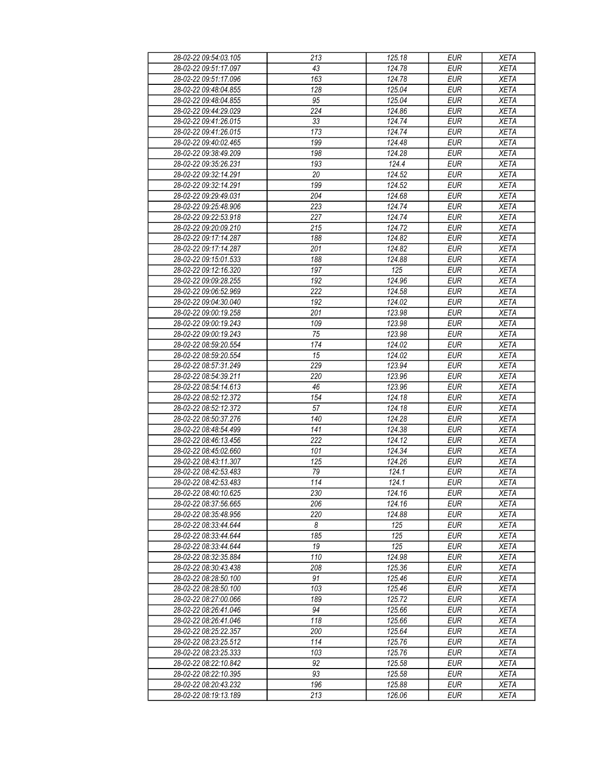| 28-02-22 09:54:03.105 | 213 | 125.18 | EUR | XETA |
|---|---|---|---|---|
| 28-02-22 09:51:17.097 | 43 | 124.78 | EUR | XETA |
| 28-02-22 09:51:17.096 | 163 | 124.78 | EUR | XETA |
| 28-02-22 09:48:04.855 | 128 | 125.04 | EUR | XETA |
| 28-02-22 09:48:04.855 | 95 | 125.04 | EUR | XETA |
| 28-02-22 09:44:29.029 | 224 | 124.86 | EUR | XETA |
| 28-02-22 09:41:26.015 | 33 | 124.74 | EUR | XETA |
| 28-02-22 09:41:26.015 | 173 | 124.74 | EUR | XETA |
| 28-02-22 09:40:02.465 | 199 | 124.48 | EUR | XETA |
| 28-02-22 09:38:49.209 | 198 | 124.28 | EUR | XETA |
| 28-02-22 09:35:26.231 | 193 | 124.4 | EUR | XETA |
| 28-02-22 09:32:14.291 | 20 | 124.52 | EUR | XETA |
| 28-02-22 09:32:14.291 | 199 | 124.52 | EUR | XETA |
| 28-02-22 09:29:49.031 | 204 | 124.68 | EUR | XETA |
| 28-02-22 09:25:48.906 | 223 | 124.74 | EUR | XETA |
| 28-02-22 09:22:53.918 | 227 | 124.74 | EUR | XETA |
| 28-02-22 09:20:09.210 | 215 | 124.72 | EUR | XETA |
| 28-02-22 09:17:14.287 | 188 | 124.82 | EUR | XETA |
| 28-02-22 09:17:14.287 | 201 | 124.82 | EUR | XETA |
| 28-02-22 09:15:01.533 | 188 | 124.88 | EUR | XETA |
| 28-02-22 09:12:16.320 | 197 | 125 | EUR | XETA |
| 28-02-22 09:09:28.255 | 192 | 124.96 | EUR | XETA |
| 28-02-22 09:06:52.969 | 222 | 124.58 | EUR | XETA |
| 28-02-22 09:04:30.040 | 192 | 124.02 | EUR | XETA |
| 28-02-22 09:00:19.258 | 201 | 123.98 | EUR | XETA |
| 28-02-22 09:00:19.243 | 109 | 123.98 | EUR | XETA |
| 28-02-22 09:00:19.243 | 75 | 123.98 | EUR | XETA |
| 28-02-22 08:59:20.554 | 174 | 124.02 | EUR | XETA |
| 28-02-22 08:59:20.554 | 15 | 124.02 | EUR | XETA |
| 28-02-22 08:57:31.249 | 229 | 123.94 | EUR | XETA |
| 28-02-22 08:54:39.211 | 220 | 123.96 | EUR | XETA |
| 28-02-22 08:54:14.613 | 46 | 123.96 | EUR | XETA |
| 28-02-22 08:52:12.372 | 154 | 124.18 | EUR | XETA |
| 28-02-22 08:52:12.372 | 57 | 124.18 | EUR | XETA |
| 28-02-22 08:50:37.276 | 140 | 124.28 | EUR | XETA |
| 28-02-22 08:48:54.499 | 141 | 124.38 | EUR | XETA |
| 28-02-22 08:46:13.456 | 222 | 124.12 | EUR | XETA |
| 28-02-22 08:45:02.660 | 101 | 124.34 | EUR | XETA |
| 28-02-22 08:43:11.307 | 125 | 124.26 | EUR | XETA |
| 28-02-22 08:42:53.483 | 79 | 124.1 | EUR | XETA |
| 28-02-22 08:42:53.483 | 114 | 124.1 | EUR | XETA |
| 28-02-22 08:40:10.625 | 230 | 124.16 | EUR | XETA |
| 28-02-22 08:37:56.665 | 206 | 124.16 | EUR | XETA |
| 28-02-22 08:35:48.956 | 220 | 124.88 | EUR | XETA |
| 28-02-22 08:33:44.644 | 8 | 125 | EUR | XETA |
| 28-02-22 08:33:44.644 | 185 | 125 | EUR | XETA |
| 28-02-22 08:33:44.644 | 19 | 125 | EUR | XETA |
| 28-02-22 08:32:35.884 | 110 | 124.98 | EUR | XETA |
| 28-02-22 08:30:43.438 | 208 | 125.36 | EUR | XETA |
| 28-02-22 08:28:50.100 | 91 | 125.46 | EUR | XETA |
| 28-02-22 08:28:50.100 | 103 | 125.46 | EUR | XETA |
| 28-02-22 08:27:00.066 | 189 | 125.72 | EUR | XETA |
| 28-02-22 08:26:41.046 | 94 | 125.66 | EUR | XETA |
| 28-02-22 08:26:41.046 | 118 | 125.66 | EUR | XETA |
| 28-02-22 08:25:22.357 | 200 | 125.64 | EUR | XETA |
| 28-02-22 08:23:25.512 | 114 | 125.76 | EUR | XETA |
| 28-02-22 08:23:25.333 | 103 | 125.76 | EUR | XETA |
| 28-02-22 08:22:10.842 | 92 | 125.58 | EUR | XETA |
| 28-02-22 08:22:10.395 | 93 | 125.58 | EUR | XETA |
| 28-02-22 08:20:43.232 | 196 | 125.88 | EUR | XETA |
| 28-02-22 08:19:13.189 | 213 | 126.06 | EUR | XETA |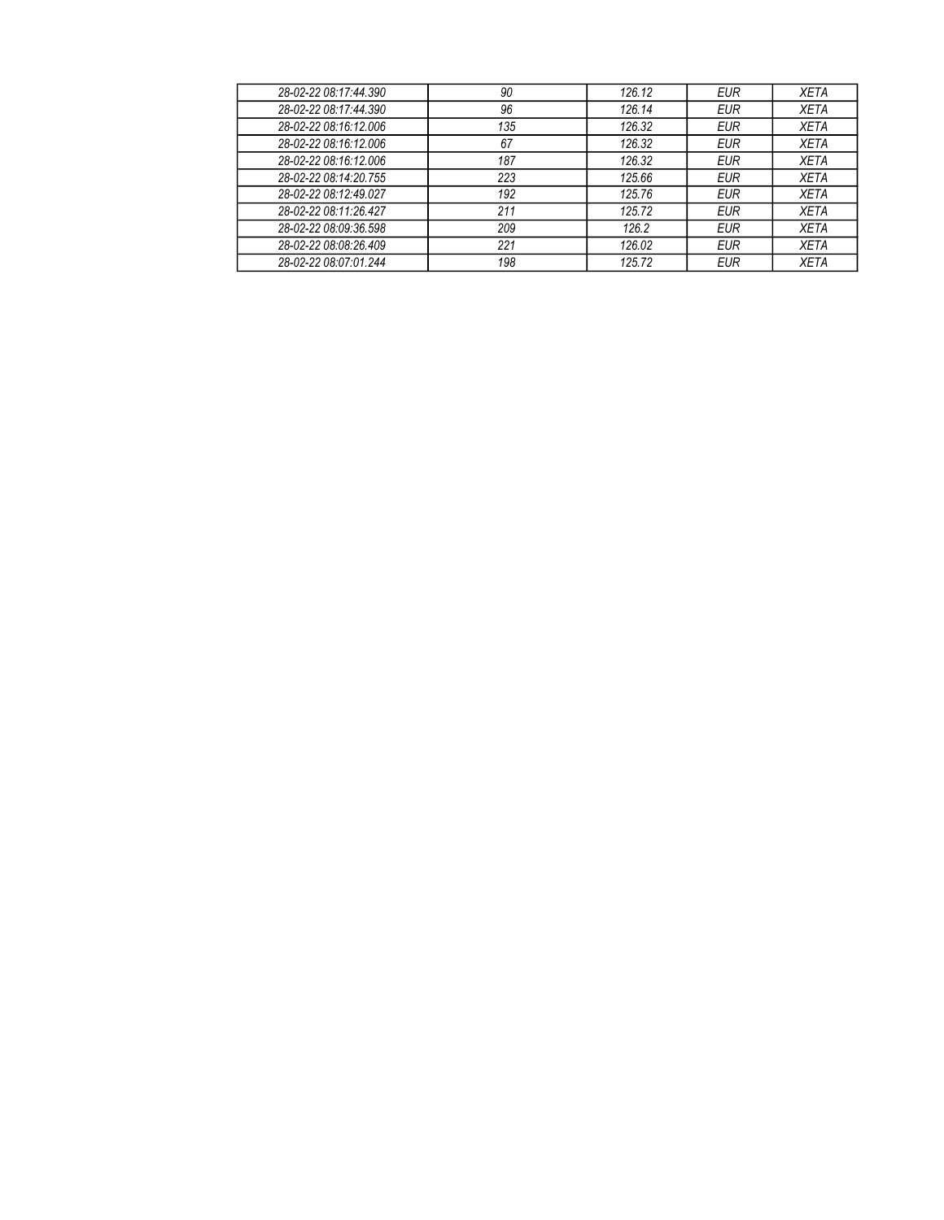| 28-02-22 08:17:44.390 | 90 | 126.12 | EUR | XETA |
|---|---|---|---|---|
| 28-02-22 08:17:44.390 | 96 | 126.14 | EUR | XETA |
| 28-02-22 08:16:12.006 | 135 | 126.32 | EUR | XETA |
| 28-02-22 08:16:12.006 | 67 | 126.32 | EUR | XETA |
| 28-02-22 08:16:12.006 | 187 | 126.32 | EUR | XETA |
| 28-02-22 08:14:20.755 | 223 | 125.66 | EUR | XETA |
| 28-02-22 08:12:49.027 | 192 | 125.76 | EUR | XETA |
| 28-02-22 08:11:26.427 | 211 | 125.72 | EUR | XETA |
| 28-02-22 08:09:36.598 | 209 | 126.2 | EUR | XETA |
| 28-02-22 08:08:26.409 | 221 | 126.02 | EUR | XETA |
| 28-02-22 08:07:01.244 | 198 | 125.72 | EUR | XETA |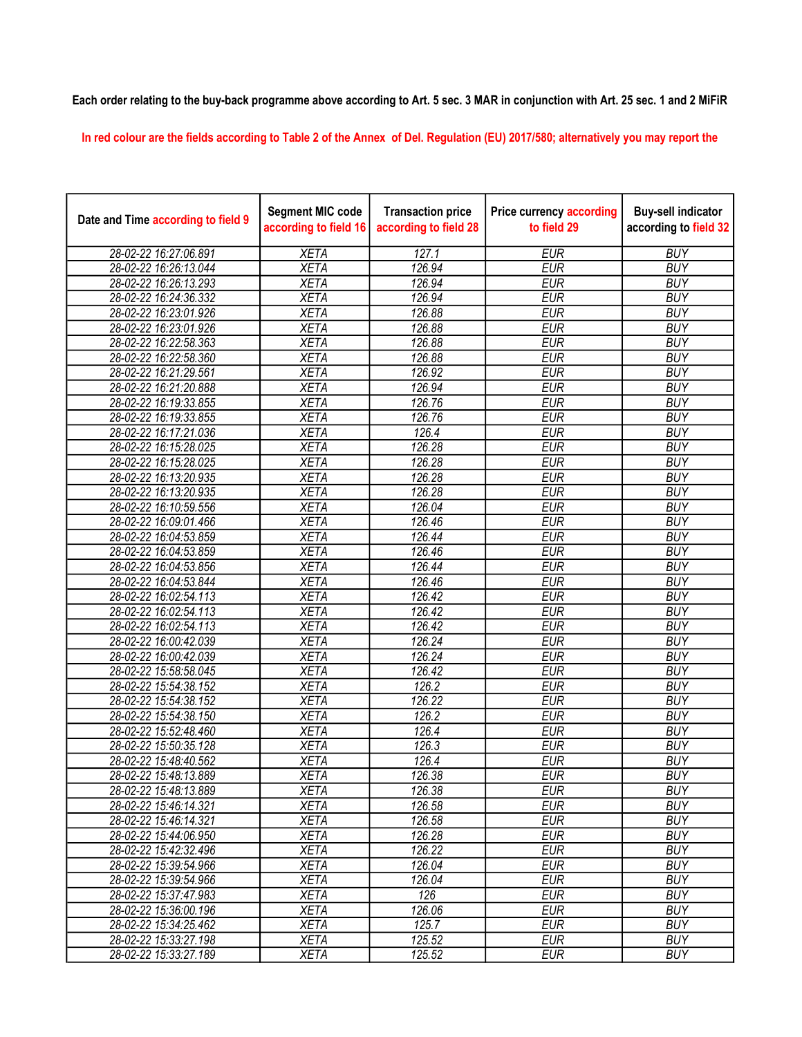Each order relating to the buy-back programme above according to Art. 5 sec. 3 MAR in conjunction with Art. 25 sec. 1 and 2 MiFiR

In red colour are the fields according to Table 2 of the Annex of Del. Regulation (EU) 2017/580; alternatively you may report the

| Date and Time according to field 9 | Segment MIC code according to field 16 | Transaction price according to field 28 | Price currency according to field 29 | Buy-sell indicator according to field 32 |
|---|---|---|---|---|
| 28-02-22 16:27:06.891 | XETA | 127.1 | EUR | BUY |
| 28-02-22 16:26:13.044 | XETA | 126.94 | EUR | BUY |
| 28-02-22 16:26:13.293 | XETA | 126.94 | EUR | BUY |
| 28-02-22 16:24:36.332 | XETA | 126.94 | EUR | BUY |
| 28-02-22 16:23:01.926 | XETA | 126.88 | EUR | BUY |
| 28-02-22 16:23:01.926 | XETA | 126.88 | EUR | BUY |
| 28-02-22 16:22:58.363 | XETA | 126.88 | EUR | BUY |
| 28-02-22 16:22:58.360 | XETA | 126.88 | EUR | BUY |
| 28-02-22 16:21:29.561 | XETA | 126.92 | EUR | BUY |
| 28-02-22 16:21:20.888 | XETA | 126.94 | EUR | BUY |
| 28-02-22 16:19:33.855 | XETA | 126.76 | EUR | BUY |
| 28-02-22 16:19:33.855 | XETA | 126.76 | EUR | BUY |
| 28-02-22 16:17:21.036 | XETA | 126.4 | EUR | BUY |
| 28-02-22 16:15:28.025 | XETA | 126.28 | EUR | BUY |
| 28-02-22 16:15:28.025 | XETA | 126.28 | EUR | BUY |
| 28-02-22 16:13:20.935 | XETA | 126.28 | EUR | BUY |
| 28-02-22 16:13:20.935 | XETA | 126.28 | EUR | BUY |
| 28-02-22 16:10:59.556 | XETA | 126.04 | EUR | BUY |
| 28-02-22 16:09:01.466 | XETA | 126.46 | EUR | BUY |
| 28-02-22 16:04:53.859 | XETA | 126.44 | EUR | BUY |
| 28-02-22 16:04:53.859 | XETA | 126.46 | EUR | BUY |
| 28-02-22 16:04:53.856 | XETA | 126.44 | EUR | BUY |
| 28-02-22 16:04:53.844 | XETA | 126.46 | EUR | BUY |
| 28-02-22 16:02:54.113 | XETA | 126.42 | EUR | BUY |
| 28-02-22 16:02:54.113 | XETA | 126.42 | EUR | BUY |
| 28-02-22 16:02:54.113 | XETA | 126.42 | EUR | BUY |
| 28-02-22 16:00:42.039 | XETA | 126.24 | EUR | BUY |
| 28-02-22 16:00:42.039 | XETA | 126.24 | EUR | BUY |
| 28-02-22 15:58:58.045 | XETA | 126.42 | EUR | BUY |
| 28-02-22 15:54:38.152 | XETA | 126.2 | EUR | BUY |
| 28-02-22 15:54:38.152 | XETA | 126.22 | EUR | BUY |
| 28-02-22 15:54:38.150 | XETA | 126.2 | EUR | BUY |
| 28-02-22 15:52:48.460 | XETA | 126.4 | EUR | BUY |
| 28-02-22 15:50:35.128 | XETA | 126.3 | EUR | BUY |
| 28-02-22 15:48:40.562 | XETA | 126.4 | EUR | BUY |
| 28-02-22 15:48:13.889 | XETA | 126.38 | EUR | BUY |
| 28-02-22 15:48:13.889 | XETA | 126.38 | EUR | BUY |
| 28-02-22 15:46:14.321 | XETA | 126.58 | EUR | BUY |
| 28-02-22 15:46:14.321 | XETA | 126.58 | EUR | BUY |
| 28-02-22 15:44:06.950 | XETA | 126.28 | EUR | BUY |
| 28-02-22 15:42:32.496 | XETA | 126.22 | EUR | BUY |
| 28-02-22 15:39:54.966 | XETA | 126.04 | EUR | BUY |
| 28-02-22 15:39:54.966 | XETA | 126.04 | EUR | BUY |
| 28-02-22 15:37:47.983 | XETA | 126 | EUR | BUY |
| 28-02-22 15:36:00.196 | XETA | 126.06 | EUR | BUY |
| 28-02-22 15:34:25.462 | XETA | 125.7 | EUR | BUY |
| 28-02-22 15:33:27.198 | XETA | 125.52 | EUR | BUY |
| 28-02-22 15:33:27.189 | XETA | 125.52 | EUR | BUY |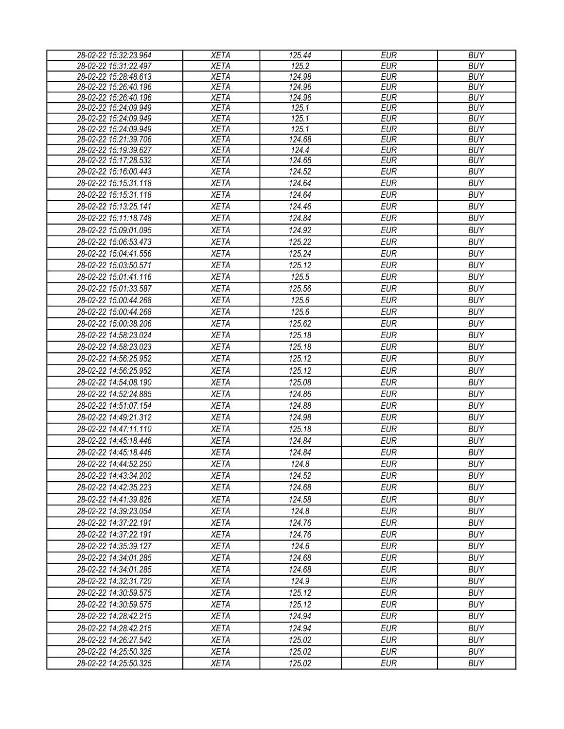| 28-02-22 15:32:23.964 | XETA | 125.44 | EUR | BUY |
|---|---|---|---|---|
| 28-02-22 15:31:22.497 | XETA | 125.2 | EUR | BUY |
| 28-02-22 15:28:48.613 | XETA | 124.98 | EUR | BUY |
| 28-02-22 15:26:40.196 | XETA | 124.96 | EUR | BUY |
| 28-02-22 15:26:40.196 | XETA | 124.96 | EUR | BUY |
| 28-02-22 15:24:09.949 | XETA | 125.1 | EUR | BUY |
| 28-02-22 15:24:09.949 | XETA | 125.1 | EUR | BUY |
| 28-02-22 15:24:09.949 | XETA | 125.1 | EUR | BUY |
| 28-02-22 15:21:39.706 | XETA | 124.68 | EUR | BUY |
| 28-02-22 15:19:39.627 | XETA | 124.4 | EUR | BUY |
| 28-02-22 15:17:28.532 | XETA | 124.66 | EUR | BUY |
| 28-02-22 15:16:00.443 | XETA | 124.52 | EUR | BUY |
| 28-02-22 15:15:31.118 | XETA | 124.64 | EUR | BUY |
| 28-02-22 15:15:31.118 | XETA | 124.64 | EUR | BUY |
| 28-02-22 15:13:25.141 | XETA | 124.46 | EUR | BUY |
| 28-02-22 15:11:18.748 | XETA | 124.84 | EUR | BUY |
| 28-02-22 15:09:01.095 | XETA | 124.92 | EUR | BUY |
| 28-02-22 15:06:53.473 | XETA | 125.22 | EUR | BUY |
| 28-02-22 15:04:41.556 | XETA | 125.24 | EUR | BUY |
| 28-02-22 15:03:50.571 | XETA | 125.12 | EUR | BUY |
| 28-02-22 15:01:41.116 | XETA | 125.5 | EUR | BUY |
| 28-02-22 15:01:33.587 | XETA | 125.56 | EUR | BUY |
| 28-02-22 15:00:44.268 | XETA | 125.6 | EUR | BUY |
| 28-02-22 15:00:44.268 | XETA | 125.6 | EUR | BUY |
| 28-02-22 15:00:38.206 | XETA | 125.62 | EUR | BUY |
| 28-02-22 14:58:23.024 | XETA | 125.18 | EUR | BUY |
| 28-02-22 14:58:23.023 | XETA | 125.18 | EUR | BUY |
| 28-02-22 14:56:25.952 | XETA | 125.12 | EUR | BUY |
| 28-02-22 14:56:25.952 | XETA | 125.12 | EUR | BUY |
| 28-02-22 14:54:08.190 | XETA | 125.08 | EUR | BUY |
| 28-02-22 14:52:24.885 | XETA | 124.86 | EUR | BUY |
| 28-02-22 14:51:07.154 | XETA | 124.88 | EUR | BUY |
| 28-02-22 14:49:21.312 | XETA | 124.98 | EUR | BUY |
| 28-02-22 14:47:11.110 | XETA | 125.18 | EUR | BUY |
| 28-02-22 14:45:18.446 | XETA | 124.84 | EUR | BUY |
| 28-02-22 14:45:18.446 | XETA | 124.84 | EUR | BUY |
| 28-02-22 14:44:52.250 | XETA | 124.8 | EUR | BUY |
| 28-02-22 14:43:34.202 | XETA | 124.52 | EUR | BUY |
| 28-02-22 14:42:35.223 | XETA | 124.68 | EUR | BUY |
| 28-02-22 14:41:39.826 | XETA | 124.58 | EUR | BUY |
| 28-02-22 14:39:23.054 | XETA | 124.8 | EUR | BUY |
| 28-02-22 14:37:22.191 | XETA | 124.76 | EUR | BUY |
| 28-02-22 14:37:22.191 | XETA | 124.76 | EUR | BUY |
| 28-02-22 14:35:39.127 | XETA | 124.6 | EUR | BUY |
| 28-02-22 14:34:01.285 | XETA | 124.68 | EUR | BUY |
| 28-02-22 14:34:01.285 | XETA | 124.68 | EUR | BUY |
| 28-02-22 14:32:31.720 | XETA | 124.9 | EUR | BUY |
| 28-02-22 14:30:59.575 | XETA | 125.12 | EUR | BUY |
| 28-02-22 14:30:59.575 | XETA | 125.12 | EUR | BUY |
| 28-02-22 14:28:42.215 | XETA | 124.94 | EUR | BUY |
| 28-02-22 14:28:42.215 | XETA | 124.94 | EUR | BUY |
| 28-02-22 14:26:27.542 | XETA | 125.02 | EUR | BUY |
| 28-02-22 14:25:50.325 | XETA | 125.02 | EUR | BUY |
| 28-02-22 14:25:50.325 | XETA | 125.02 | EUR | BUY |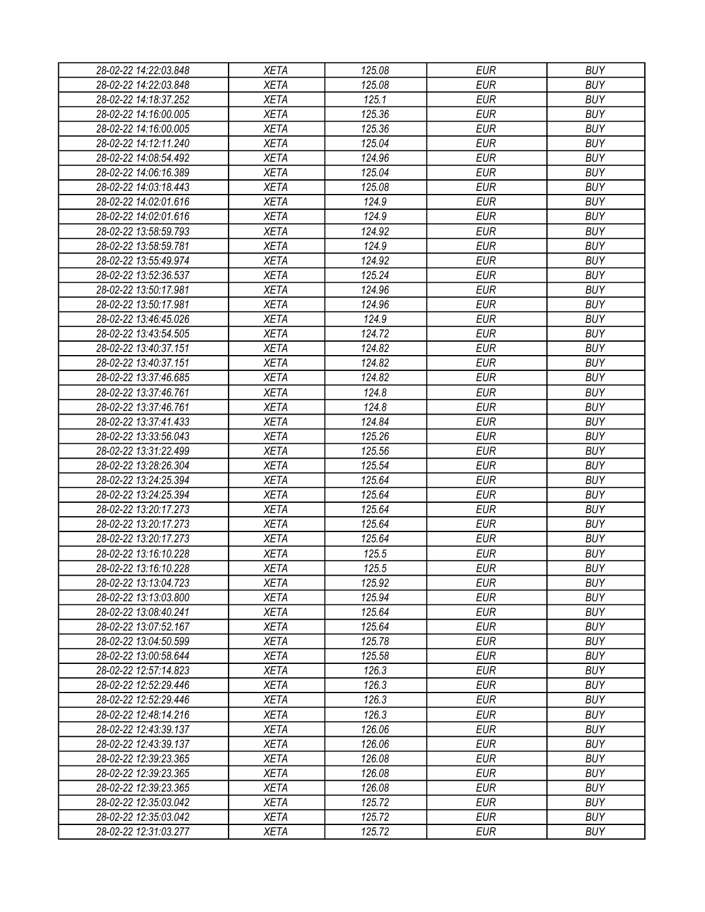| 28-02-22 14:22:03.848 | XETA | 125.08 | EUR | BUY |
|---|---|---|---|---|
| 28-02-22 14:22:03.848 | XETA | 125.08 | EUR | BUY |
| 28-02-22 14:18:37.252 | XETA | 125.1 | EUR | BUY |
| 28-02-22 14:16:00.005 | XETA | 125.36 | EUR | BUY |
| 28-02-22 14:16:00.005 | XETA | 125.36 | EUR | BUY |
| 28-02-22 14:12:11.240 | XETA | 125.04 | EUR | BUY |
| 28-02-22 14:08:54.492 | XETA | 124.96 | EUR | BUY |
| 28-02-22 14:06:16.389 | XETA | 125.04 | EUR | BUY |
| 28-02-22 14:03:18.443 | XETA | 125.08 | EUR | BUY |
| 28-02-22 14:02:01.616 | XETA | 124.9 | EUR | BUY |
| 28-02-22 14:02:01.616 | XETA | 124.9 | EUR | BUY |
| 28-02-22 13:58:59.793 | XETA | 124.92 | EUR | BUY |
| 28-02-22 13:58:59.781 | XETA | 124.9 | EUR | BUY |
| 28-02-22 13:55:49.974 | XETA | 124.92 | EUR | BUY |
| 28-02-22 13:52:36.537 | XETA | 125.24 | EUR | BUY |
| 28-02-22 13:50:17.981 | XETA | 124.96 | EUR | BUY |
| 28-02-22 13:50:17.981 | XETA | 124.96 | EUR | BUY |
| 28-02-22 13:46:45.026 | XETA | 124.9 | EUR | BUY |
| 28-02-22 13:43:54.505 | XETA | 124.72 | EUR | BUY |
| 28-02-22 13:40:37.151 | XETA | 124.82 | EUR | BUY |
| 28-02-22 13:40:37.151 | XETA | 124.82 | EUR | BUY |
| 28-02-22 13:37:46.685 | XETA | 124.82 | EUR | BUY |
| 28-02-22 13:37:46.761 | XETA | 124.8 | EUR | BUY |
| 28-02-22 13:37:46.761 | XETA | 124.8 | EUR | BUY |
| 28-02-22 13:37:41.433 | XETA | 124.84 | EUR | BUY |
| 28-02-22 13:33:56.043 | XETA | 125.26 | EUR | BUY |
| 28-02-22 13:31:22.499 | XETA | 125.56 | EUR | BUY |
| 28-02-22 13:28:26.304 | XETA | 125.54 | EUR | BUY |
| 28-02-22 13:24:25.394 | XETA | 125.64 | EUR | BUY |
| 28-02-22 13:24:25.394 | XETA | 125.64 | EUR | BUY |
| 28-02-22 13:20:17.273 | XETA | 125.64 | EUR | BUY |
| 28-02-22 13:20:17.273 | XETA | 125.64 | EUR | BUY |
| 28-02-22 13:20:17.273 | XETA | 125.64 | EUR | BUY |
| 28-02-22 13:16:10.228 | XETA | 125.5 | EUR | BUY |
| 28-02-22 13:16:10.228 | XETA | 125.5 | EUR | BUY |
| 28-02-22 13:13:04.723 | XETA | 125.92 | EUR | BUY |
| 28-02-22 13:13:03.800 | XETA | 125.94 | EUR | BUY |
| 28-02-22 13:08:40.241 | XETA | 125.64 | EUR | BUY |
| 28-02-22 13:07:52.167 | XETA | 125.64 | EUR | BUY |
| 28-02-22 13:04:50.599 | XETA | 125.78 | EUR | BUY |
| 28-02-22 13:00:58.644 | XETA | 125.58 | EUR | BUY |
| 28-02-22 12:57:14.823 | XETA | 126.3 | EUR | BUY |
| 28-02-22 12:52:29.446 | XETA | 126.3 | EUR | BUY |
| 28-02-22 12:52:29.446 | XETA | 126.3 | EUR | BUY |
| 28-02-22 12:48:14.216 | XETA | 126.3 | EUR | BUY |
| 28-02-22 12:43:39.137 | XETA | 126.06 | EUR | BUY |
| 28-02-22 12:43:39.137 | XETA | 126.06 | EUR | BUY |
| 28-02-22 12:39:23.365 | XETA | 126.08 | EUR | BUY |
| 28-02-22 12:39:23.365 | XETA | 126.08 | EUR | BUY |
| 28-02-22 12:39:23.365 | XETA | 126.08 | EUR | BUY |
| 28-02-22 12:35:03.042 | XETA | 125.72 | EUR | BUY |
| 28-02-22 12:35:03.042 | XETA | 125.72 | EUR | BUY |
| 28-02-22 12:31:03.277 | XETA | 125.72 | EUR | BUY |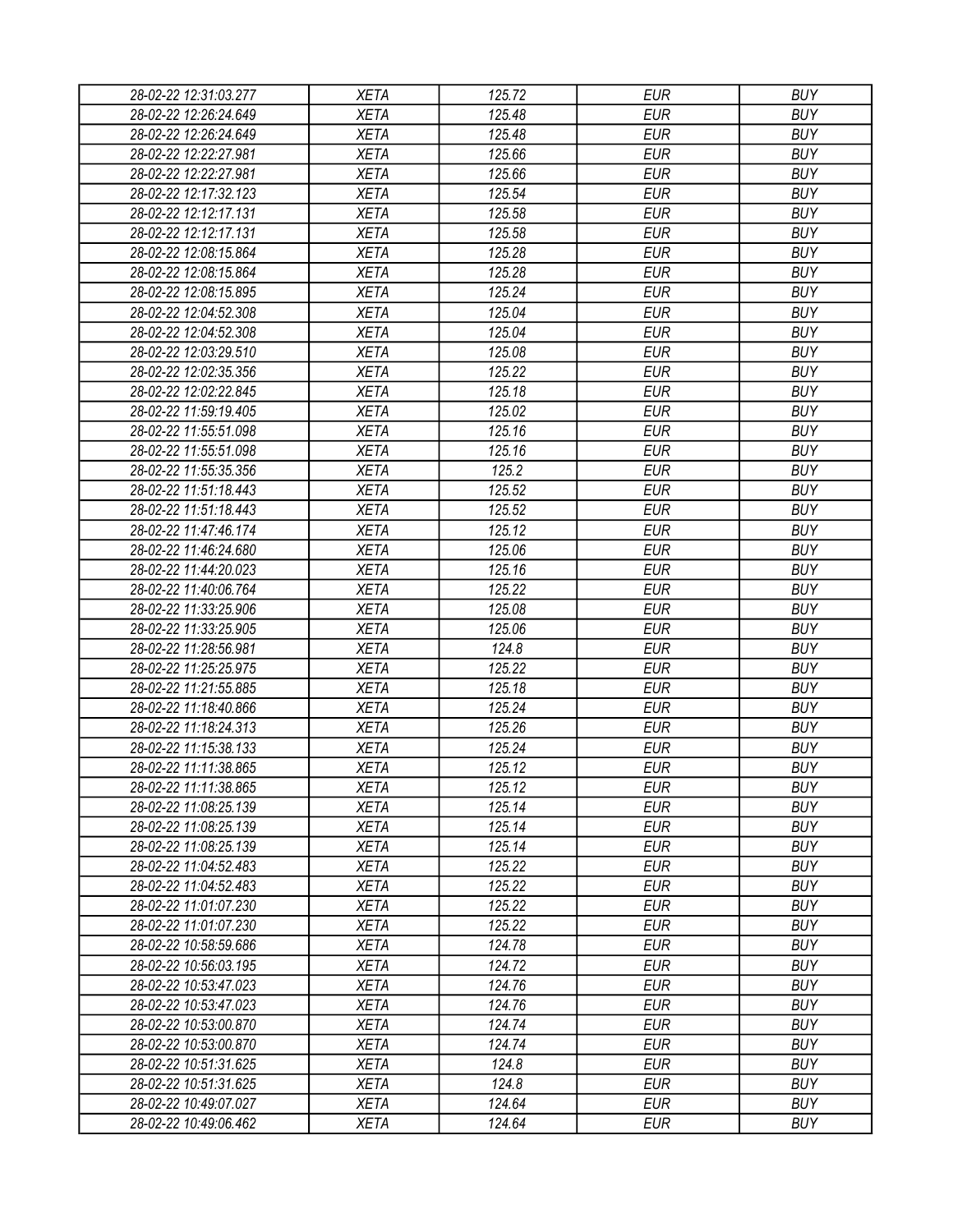| 28-02-22 12:31:03.277 | XETA | 125.72 | EUR | BUY |
|---|---|---|---|---|
| 28-02-22 12:26:24.649 | XETA | 125.48 | EUR | BUY |
| 28-02-22 12:26:24.649 | XETA | 125.48 | EUR | BUY |
| 28-02-22 12:22:27.981 | XETA | 125.66 | EUR | BUY |
| 28-02-22 12:22:27.981 | XETA | 125.66 | EUR | BUY |
| 28-02-22 12:17:32.123 | XETA | 125.54 | EUR | BUY |
| 28-02-22 12:12:17.131 | XETA | 125.58 | EUR | BUY |
| 28-02-22 12:12:17.131 | XETA | 125.58 | EUR | BUY |
| 28-02-22 12:08:15.864 | XETA | 125.28 | EUR | BUY |
| 28-02-22 12:08:15.864 | XETA | 125.28 | EUR | BUY |
| 28-02-22 12:08:15.895 | XETA | 125.24 | EUR | BUY |
| 28-02-22 12:04:52.308 | XETA | 125.04 | EUR | BUY |
| 28-02-22 12:04:52.308 | XETA | 125.04 | EUR | BUY |
| 28-02-22 12:03:29.510 | XETA | 125.08 | EUR | BUY |
| 28-02-22 12:02:35.356 | XETA | 125.22 | EUR | BUY |
| 28-02-22 12:02:22.845 | XETA | 125.18 | EUR | BUY |
| 28-02-22 11:59:19.405 | XETA | 125.02 | EUR | BUY |
| 28-02-22 11:55:51.098 | XETA | 125.16 | EUR | BUY |
| 28-02-22 11:55:51.098 | XETA | 125.16 | EUR | BUY |
| 28-02-22 11:55:35.356 | XETA | 125.2 | EUR | BUY |
| 28-02-22 11:51:18.443 | XETA | 125.52 | EUR | BUY |
| 28-02-22 11:51:18.443 | XETA | 125.52 | EUR | BUY |
| 28-02-22 11:47:46.174 | XETA | 125.12 | EUR | BUY |
| 28-02-22 11:46:24.680 | XETA | 125.06 | EUR | BUY |
| 28-02-22 11:44:20.023 | XETA | 125.16 | EUR | BUY |
| 28-02-22 11:40:06.764 | XETA | 125.22 | EUR | BUY |
| 28-02-22 11:33:25.906 | XETA | 125.08 | EUR | BUY |
| 28-02-22 11:33:25.905 | XETA | 125.06 | EUR | BUY |
| 28-02-22 11:28:56.981 | XETA | 124.8 | EUR | BUY |
| 28-02-22 11:25:25.975 | XETA | 125.22 | EUR | BUY |
| 28-02-22 11:21:55.885 | XETA | 125.18 | EUR | BUY |
| 28-02-22 11:18:40.866 | XETA | 125.24 | EUR | BUY |
| 28-02-22 11:18:24.313 | XETA | 125.26 | EUR | BUY |
| 28-02-22 11:15:38.133 | XETA | 125.24 | EUR | BUY |
| 28-02-22 11:11:38.865 | XETA | 125.12 | EUR | BUY |
| 28-02-22 11:11:38.865 | XETA | 125.12 | EUR | BUY |
| 28-02-22 11:08:25.139 | XETA | 125.14 | EUR | BUY |
| 28-02-22 11:08:25.139 | XETA | 125.14 | EUR | BUY |
| 28-02-22 11:08:25.139 | XETA | 125.14 | EUR | BUY |
| 28-02-22 11:04:52.483 | XETA | 125.22 | EUR | BUY |
| 28-02-22 11:04:52.483 | XETA | 125.22 | EUR | BUY |
| 28-02-22 11:01:07.230 | XETA | 125.22 | EUR | BUY |
| 28-02-22 11:01:07.230 | XETA | 125.22 | EUR | BUY |
| 28-02-22 10:58:59.686 | XETA | 124.78 | EUR | BUY |
| 28-02-22 10:56:03.195 | XETA | 124.72 | EUR | BUY |
| 28-02-22 10:53:47.023 | XETA | 124.76 | EUR | BUY |
| 28-02-22 10:53:47.023 | XETA | 124.76 | EUR | BUY |
| 28-02-22 10:53:00.870 | XETA | 124.74 | EUR | BUY |
| 28-02-22 10:53:00.870 | XETA | 124.74 | EUR | BUY |
| 28-02-22 10:51:31.625 | XETA | 124.8 | EUR | BUY |
| 28-02-22 10:51:31.625 | XETA | 124.8 | EUR | BUY |
| 28-02-22 10:49:07.027 | XETA | 124.64 | EUR | BUY |
| 28-02-22 10:49:06.462 | XETA | 124.64 | EUR | BUY |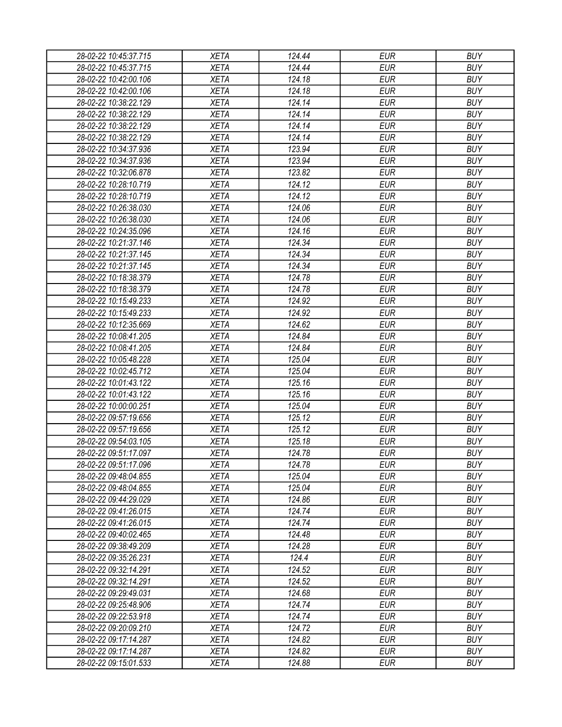| 28-02-22 10:45:37.715 | XETA | 124.44 | EUR | BUY |
|---|---|---|---|---|
| 28-02-22 10:45:37.715 | XETA | 124.44 | EUR | BUY |
| 28-02-22 10:42:00.106 | XETA | 124.18 | EUR | BUY |
| 28-02-22 10:42:00.106 | XETA | 124.18 | EUR | BUY |
| 28-02-22 10:38:22.129 | XETA | 124.14 | EUR | BUY |
| 28-02-22 10:38:22.129 | XETA | 124.14 | EUR | BUY |
| 28-02-22 10:38:22.129 | XETA | 124.14 | EUR | BUY |
| 28-02-22 10:38:22.129 | XETA | 124.14 | EUR | BUY |
| 28-02-22 10:34:37.936 | XETA | 123.94 | EUR | BUY |
| 28-02-22 10:34:37.936 | XETA | 123.94 | EUR | BUY |
| 28-02-22 10:32:06.878 | XETA | 123.82 | EUR | BUY |
| 28-02-22 10:28:10.719 | XETA | 124.12 | EUR | BUY |
| 28-02-22 10:28:10.719 | XETA | 124.12 | EUR | BUY |
| 28-02-22 10:26:38.030 | XETA | 124.06 | EUR | BUY |
| 28-02-22 10:26:38.030 | XETA | 124.06 | EUR | BUY |
| 28-02-22 10:24:35.096 | XETA | 124.16 | EUR | BUY |
| 28-02-22 10:21:37.146 | XETA | 124.34 | EUR | BUY |
| 28-02-22 10:21:37.145 | XETA | 124.34 | EUR | BUY |
| 28-02-22 10:21:37.145 | XETA | 124.34 | EUR | BUY |
| 28-02-22 10:18:38.379 | XETA | 124.78 | EUR | BUY |
| 28-02-22 10:18:38.379 | XETA | 124.78 | EUR | BUY |
| 28-02-22 10:15:49.233 | XETA | 124.92 | EUR | BUY |
| 28-02-22 10:15:49.233 | XETA | 124.92 | EUR | BUY |
| 28-02-22 10:12:35.669 | XETA | 124.62 | EUR | BUY |
| 28-02-22 10:08:41.205 | XETA | 124.84 | EUR | BUY |
| 28-02-22 10:08:41.205 | XETA | 124.84 | EUR | BUY |
| 28-02-22 10:05:48.228 | XETA | 125.04 | EUR | BUY |
| 28-02-22 10:02:45.712 | XETA | 125.04 | EUR | BUY |
| 28-02-22 10:01:43.122 | XETA | 125.16 | EUR | BUY |
| 28-02-22 10:01:43.122 | XETA | 125.16 | EUR | BUY |
| 28-02-22 10:00:00.251 | XETA | 125.04 | EUR | BUY |
| 28-02-22 09:57:19.656 | XETA | 125.12 | EUR | BUY |
| 28-02-22 09:57:19.656 | XETA | 125.12 | EUR | BUY |
| 28-02-22 09:54:03.105 | XETA | 125.18 | EUR | BUY |
| 28-02-22 09:51:17.097 | XETA | 124.78 | EUR | BUY |
| 28-02-22 09:51:17.096 | XETA | 124.78 | EUR | BUY |
| 28-02-22 09:48:04.855 | XETA | 125.04 | EUR | BUY |
| 28-02-22 09:48:04.855 | XETA | 125.04 | EUR | BUY |
| 28-02-22 09:44:29.029 | XETA | 124.86 | EUR | BUY |
| 28-02-22 09:41:26.015 | XETA | 124.74 | EUR | BUY |
| 28-02-22 09:41:26.015 | XETA | 124.74 | EUR | BUY |
| 28-02-22 09:40:02.465 | XETA | 124.48 | EUR | BUY |
| 28-02-22 09:38:49.209 | XETA | 124.28 | EUR | BUY |
| 28-02-22 09:35:26.231 | XETA | 124.4 | EUR | BUY |
| 28-02-22 09:32:14.291 | XETA | 124.52 | EUR | BUY |
| 28-02-22 09:32:14.291 | XETA | 124.52 | EUR | BUY |
| 28-02-22 09:29:49.031 | XETA | 124.68 | EUR | BUY |
| 28-02-22 09:25:48.906 | XETA | 124.74 | EUR | BUY |
| 28-02-22 09:22:53.918 | XETA | 124.74 | EUR | BUY |
| 28-02-22 09:20:09.210 | XETA | 124.72 | EUR | BUY |
| 28-02-22 09:17:14.287 | XETA | 124.82 | EUR | BUY |
| 28-02-22 09:17:14.287 | XETA | 124.82 | EUR | BUY |
| 28-02-22 09:15:01.533 | XETA | 124.88 | EUR | BUY |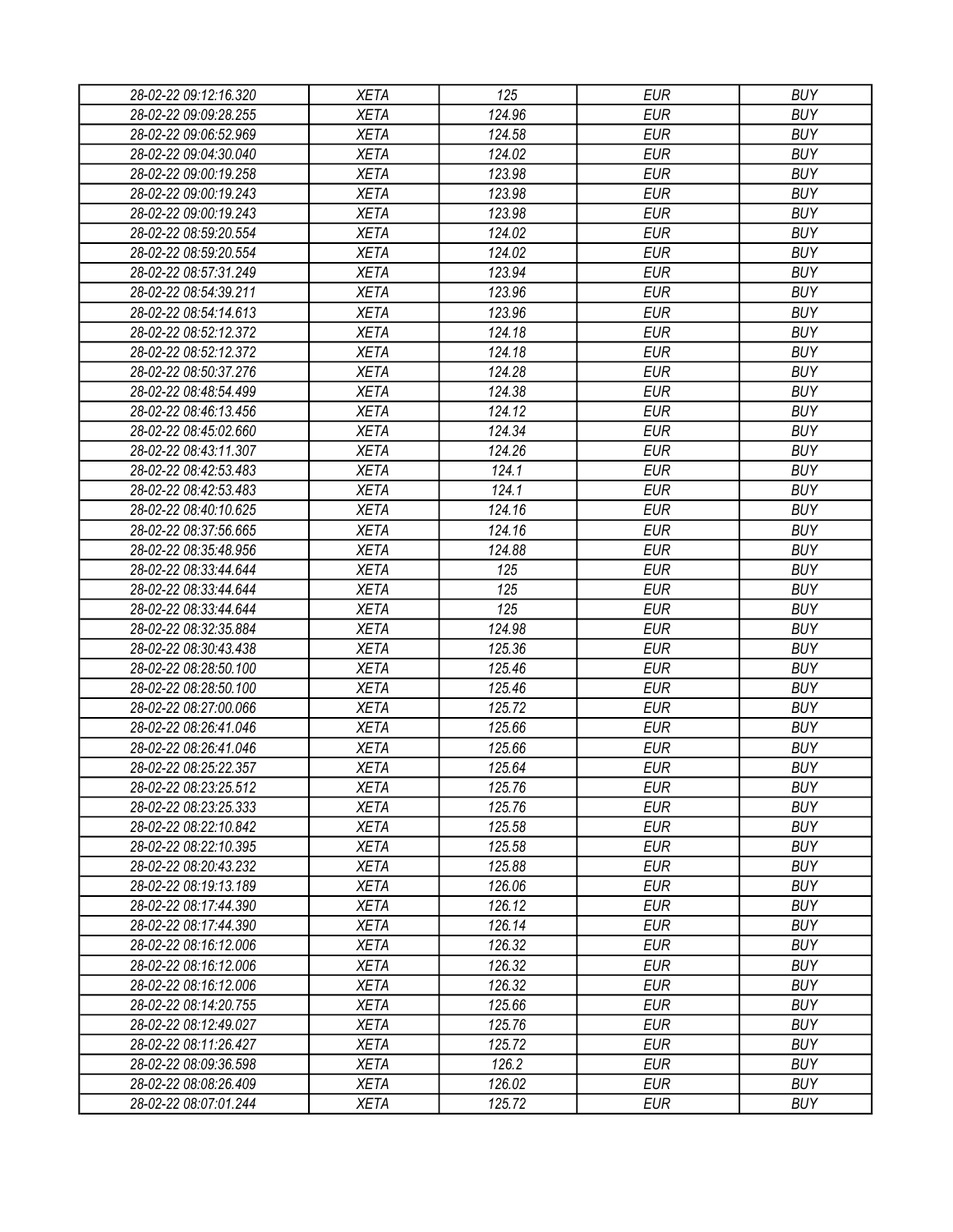| | | | | |
|---|---|---|---|---|
| 28-02-22 09:12:16.320 | XETA | 125 | EUR | BUY |
| 28-02-22 09:09:28.255 | XETA | 124.96 | EUR | BUY |
| 28-02-22 09:06:52.969 | XETA | 124.58 | EUR | BUY |
| 28-02-22 09:04:30.040 | XETA | 124.02 | EUR | BUY |
| 28-02-22 09:00:19.258 | XETA | 123.98 | EUR | BUY |
| 28-02-22 09:00:19.243 | XETA | 123.98 | EUR | BUY |
| 28-02-22 09:00:19.243 | XETA | 123.98 | EUR | BUY |
| 28-02-22 08:59:20.554 | XETA | 124.02 | EUR | BUY |
| 28-02-22 08:59:20.554 | XETA | 124.02 | EUR | BUY |
| 28-02-22 08:57:31.249 | XETA | 123.94 | EUR | BUY |
| 28-02-22 08:54:39.211 | XETA | 123.96 | EUR | BUY |
| 28-02-22 08:54:14.613 | XETA | 123.96 | EUR | BUY |
| 28-02-22 08:52:12.372 | XETA | 124.18 | EUR | BUY |
| 28-02-22 08:52:12.372 | XETA | 124.18 | EUR | BUY |
| 28-02-22 08:50:37.276 | XETA | 124.28 | EUR | BUY |
| 28-02-22 08:48:54.499 | XETA | 124.38 | EUR | BUY |
| 28-02-22 08:46:13.456 | XETA | 124.12 | EUR | BUY |
| 28-02-22 08:45:02.660 | XETA | 124.34 | EUR | BUY |
| 28-02-22 08:43:11.307 | XETA | 124.26 | EUR | BUY |
| 28-02-22 08:42:53.483 | XETA | 124.1 | EUR | BUY |
| 28-02-22 08:42:53.483 | XETA | 124.1 | EUR | BUY |
| 28-02-22 08:40:10.625 | XETA | 124.16 | EUR | BUY |
| 28-02-22 08:37:56.665 | XETA | 124.16 | EUR | BUY |
| 28-02-22 08:35:48.956 | XETA | 124.88 | EUR | BUY |
| 28-02-22 08:33:44.644 | XETA | 125 | EUR | BUY |
| 28-02-22 08:33:44.644 | XETA | 125 | EUR | BUY |
| 28-02-22 08:33:44.644 | XETA | 125 | EUR | BUY |
| 28-02-22 08:32:35.884 | XETA | 124.98 | EUR | BUY |
| 28-02-22 08:30:43.438 | XETA | 125.36 | EUR | BUY |
| 28-02-22 08:28:50.100 | XETA | 125.46 | EUR | BUY |
| 28-02-22 08:28:50.100 | XETA | 125.46 | EUR | BUY |
| 28-02-22 08:27:00.066 | XETA | 125.72 | EUR | BUY |
| 28-02-22 08:26:41.046 | XETA | 125.66 | EUR | BUY |
| 28-02-22 08:26:41.046 | XETA | 125.66 | EUR | BUY |
| 28-02-22 08:25:22.357 | XETA | 125.64 | EUR | BUY |
| 28-02-22 08:23:25.512 | XETA | 125.76 | EUR | BUY |
| 28-02-22 08:23:25.333 | XETA | 125.76 | EUR | BUY |
| 28-02-22 08:22:10.842 | XETA | 125.58 | EUR | BUY |
| 28-02-22 08:22:10.395 | XETA | 125.58 | EUR | BUY |
| 28-02-22 08:20:43.232 | XETA | 125.88 | EUR | BUY |
| 28-02-22 08:19:13.189 | XETA | 126.06 | EUR | BUY |
| 28-02-22 08:17:44.390 | XETA | 126.12 | EUR | BUY |
| 28-02-22 08:17:44.390 | XETA | 126.14 | EUR | BUY |
| 28-02-22 08:16:12.006 | XETA | 126.32 | EUR | BUY |
| 28-02-22 08:16:12.006 | XETA | 126.32 | EUR | BUY |
| 28-02-22 08:16:12.006 | XETA | 126.32 | EUR | BUY |
| 28-02-22 08:14:20.755 | XETA | 125.66 | EUR | BUY |
| 28-02-22 08:12:49.027 | XETA | 125.76 | EUR | BUY |
| 28-02-22 08:11:26.427 | XETA | 125.72 | EUR | BUY |
| 28-02-22 08:09:36.598 | XETA | 126.2 | EUR | BUY |
| 28-02-22 08:08:26.409 | XETA | 126.02 | EUR | BUY |
| 28-02-22 08:07:01.244 | XETA | 125.72 | EUR | BUY |